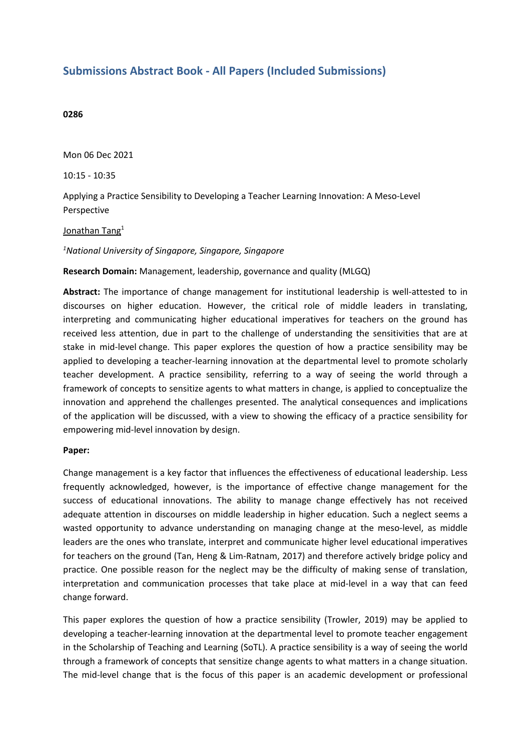## Submissions Abstract Book - All Papers (Included Submissions)

**0286**

Mon 06 Dec 2021

10:15 - 10:35

Applying a Practice Sensibility to Developing a Teacher Learning Innovation: A Meso-Level Perspective

Jonathan Tang[1]

*[1]National University of Singapore, Singapore, Singapore*

**Research Domain:** Management, leadership, governance and quality (MLGQ)

**Abstract:** The importance of change management for institutional leadership is well-attested to in discourses on higher education. However, the critical role of middle leaders in translating, interpreting and communicating higher educational imperatives for teachers on the ground has received less attention, due in part to the challenge of understanding the sensitivities that are at stake in mid-level change. This paper explores the question of how a practice sensibility may be applied to developing a teacher-learning innovation at the departmental level to promote scholarly teacher development. A practice sensibility, referring to a way of seeing the world through a framework of concepts to sensitize agents to what matters in change, is applied to conceptualize the innovation and apprehend the challenges presented. The analytical consequences and implications of the application will be discussed, with a view to showing the efficacy of a practice sensibility for empowering mid-level innovation by design.

**Paper:**

Change management is a key factor that influences the effectiveness of educational leadership. Less frequently acknowledged, however, is the importance of effective change management for the success of educational innovations. The ability to manage change effectively has not received adequate attention in discourses on middle leadership in higher education. Such a neglect seems a wasted opportunity to advance understanding on managing change at the meso-level, as middle leaders are the ones who translate, interpret and communicate higher level educational imperatives for teachers on the ground (Tan, Heng & Lim-Ratnam, 2017) and therefore actively bridge policy and practice. One possible reason for the neglect may be the difficulty of making sense of translation, interpretation and communication processes that take place at mid-level in a way that can feed change forward.

This paper explores the question of how a practice sensibility (Trowler, 2019) may be applied to developing a teacher-learning innovation at the departmental level to promote teacher engagement in the Scholarship of Teaching and Learning (SoTL). A practice sensibility is a way of seeing the world through a framework of concepts that sensitize change agents to what matters in a change situation. The mid-level change that is the focus of this paper is an academic development or professional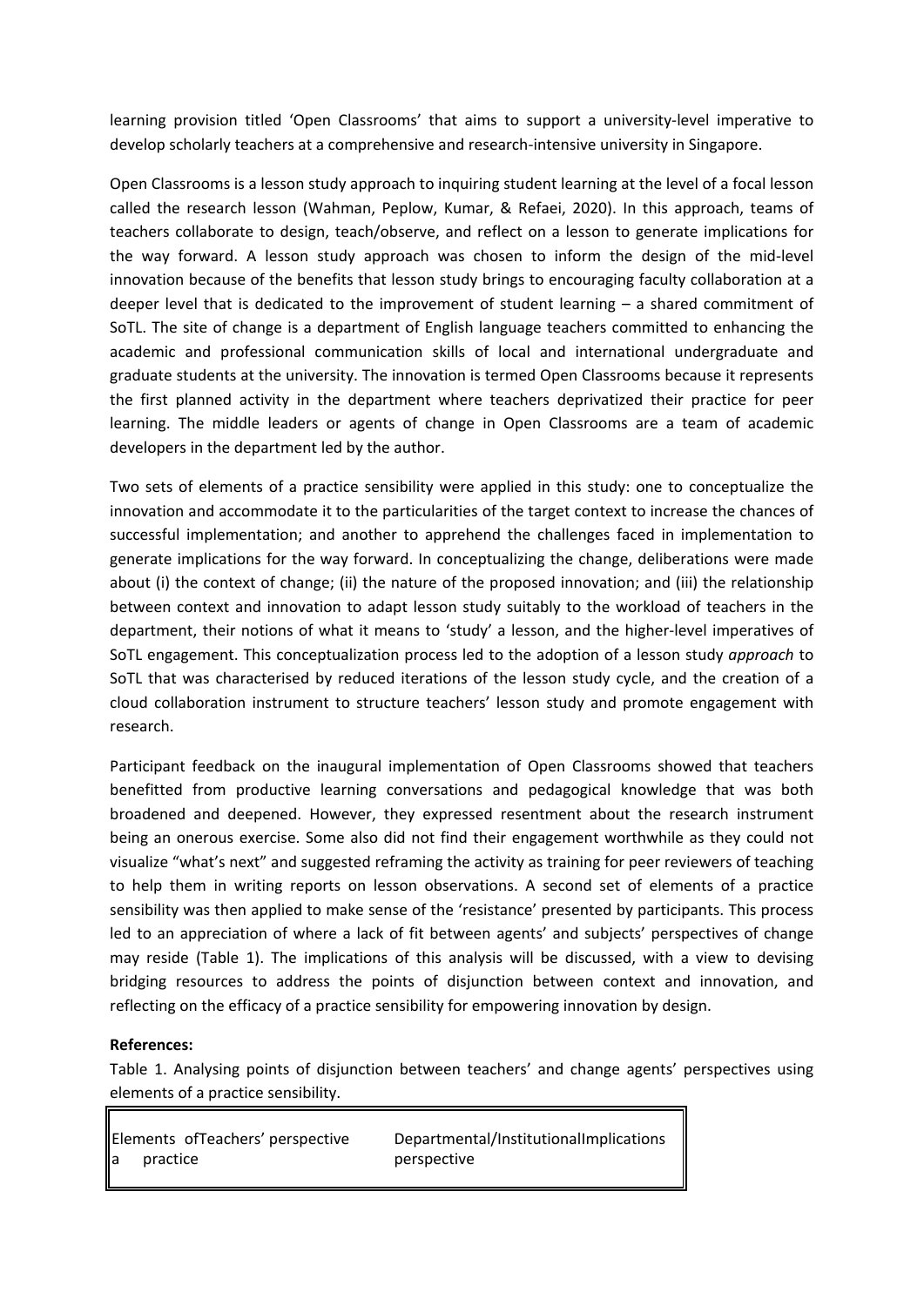learning provision titled 'Open Classrooms' that aims to support a university-level imperative to develop scholarly teachers at a comprehensive and research-intensive university in Singapore.

Open Classrooms is a lesson study approach to inquiring student learning at the level of a focal lesson called the research lesson (Wahman, Peplow, Kumar, & Refaei, 2020). In this approach, teams of teachers collaborate to design, teach/observe, and reflect on a lesson to generate implications for the way forward. A lesson study approach was chosen to inform the design of the mid-level innovation because of the benefits that lesson study brings to encouraging faculty collaboration at a deeper level that is dedicated to the improvement of student learning – a shared commitment of SoTL. The site of change is a department of English language teachers committed to enhancing the academic and professional communication skills of local and international undergraduate and graduate students at the university. The innovation is termed Open Classrooms because it represents the first planned activity in the department where teachers deprivatized their practice for peer learning. The middle leaders or agents of change in Open Classrooms are a team of academic developers in the department led by the author.

Two sets of elements of a practice sensibility were applied in this study: one to conceptualize the innovation and accommodate it to the particularities of the target context to increase the chances of successful implementation; and another to apprehend the challenges faced in implementation to generate implications for the way forward. In conceptualizing the change, deliberations were made about (i) the context of change; (ii) the nature of the proposed innovation; and (iii) the relationship between context and innovation to adapt lesson study suitably to the workload of teachers in the department, their notions of what it means to 'study' a lesson, and the higher-level imperatives of SoTL engagement. This conceptualization process led to the adoption of a lesson study *approach* to SoTL that was characterised by reduced iterations of the lesson study cycle, and the creation of a cloud collaboration instrument to structure teachers' lesson study and promote engagement with research.

Participant feedback on the inaugural implementation of Open Classrooms showed that teachers benefitted from productive learning conversations and pedagogical knowledge that was both broadened and deepened. However, they expressed resentment about the research instrument being an onerous exercise. Some also did not find their engagement worthwhile as they could not visualize "what's next" and suggested reframing the activity as training for peer reviewers of teaching to help them in writing reports on lesson observations. A second set of elements of a practice sensibility was then applied to make sense of the 'resistance' presented by participants. This process led to an appreciation of where a lack of fit between agents' and subjects' perspectives of change may reside (Table 1). The implications of this analysis will be discussed, with a view to devising bridging resources to address the points of disjunction between context and innovation, and reflecting on the efficacy of a practice sensibility for empowering innovation by design.

**References:**

Table 1. Analysing points of disjunction between teachers' and change agents' perspectives using elements of a practice sensibility.

| Elements of a practice | Teachers' perspective | Departmental/Institutional perspective | Implications |
| --- | --- | --- | --- |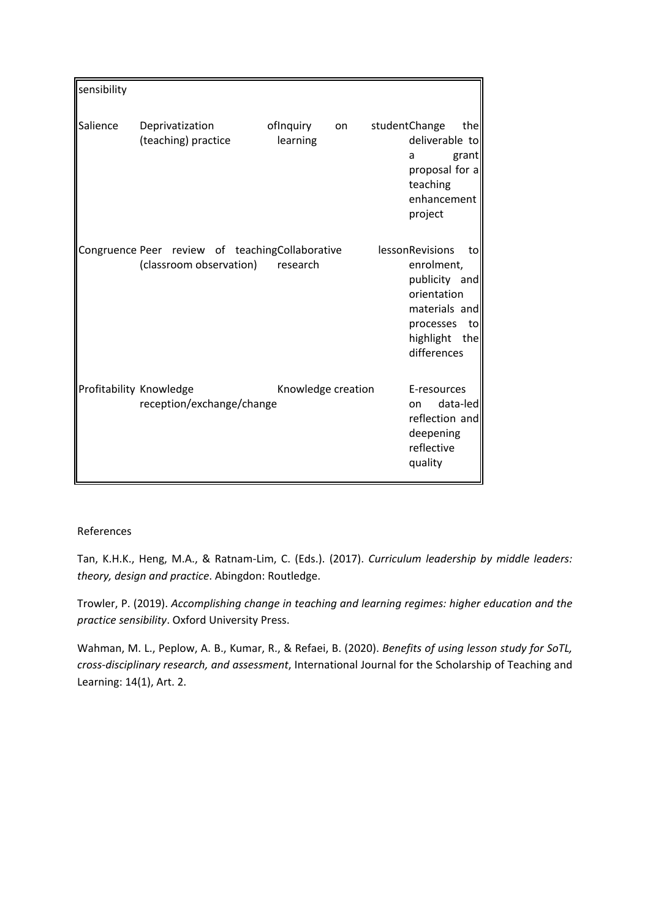| | | | |
|---|---|---|---|
| sensibility | | | |
| Salience | Deprivatization of (teaching) practice | Inquiry on student learning | Change the deliverable to a grant proposal for a teaching enhancement project |
| Congruence | Peer review of teaching (classroom observation) | Collaborative lesson research | Revisions to enrolment, publicity and orientation materials and processes to highlight the differences |
| Profitability | Knowledge reception/exchange/change | Knowledge creation | E-resources on data-led reflection and deepening reflective quality |

References

Tan, K.H.K., Heng, M.A., & Ratnam-Lim, C. (Eds.). (2017). *Curriculum leadership by middle leaders: theory, design and practice*. Abingdon: Routledge.

Trowler, P. (2019). *Accomplishing change in teaching and learning regimes: higher education and the practice sensibility*. Oxford University Press.

Wahman, M. L., Peplow, A. B., Kumar, R., & Refaei, B. (2020). *Benefits of using lesson study for SoTL, cross-disciplinary research, and assessment*, International Journal for the Scholarship of Teaching and Learning: 14(1), Art. 2.